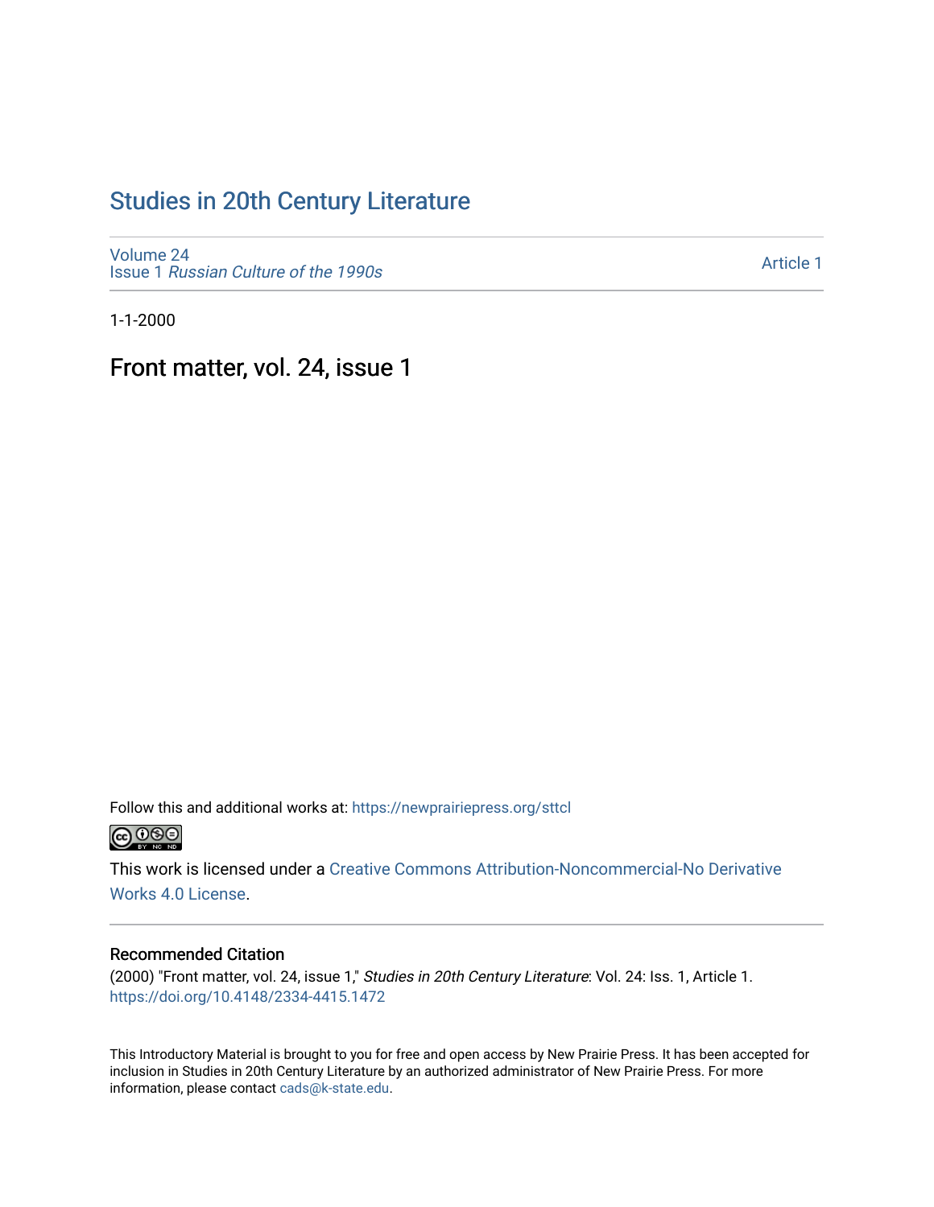# Studies in 20th Century Literature

Volume 24
Issue 1 *Russian Culture of the 1990s*

Article 1

1-1-2000

## Front matter, vol. 24, issue 1

Follow this and additional works at: https://newprairiepress.org/sttcl

This work is licensed under a Creative Commons Attribution-Noncommercial-No Derivative Works 4.0 License.

### Recommended Citation

(2000) "Front matter, vol. 24, issue 1," *Studies in 20th Century Literature*: Vol. 24: Iss. 1, Article 1. https://doi.org/10.4148/2334-4415.1472

This Introductory Material is brought to you for free and open access by New Prairie Press. It has been accepted for inclusion in Studies in 20th Century Literature by an authorized administrator of New Prairie Press. For more information, please contact cads@k-state.edu.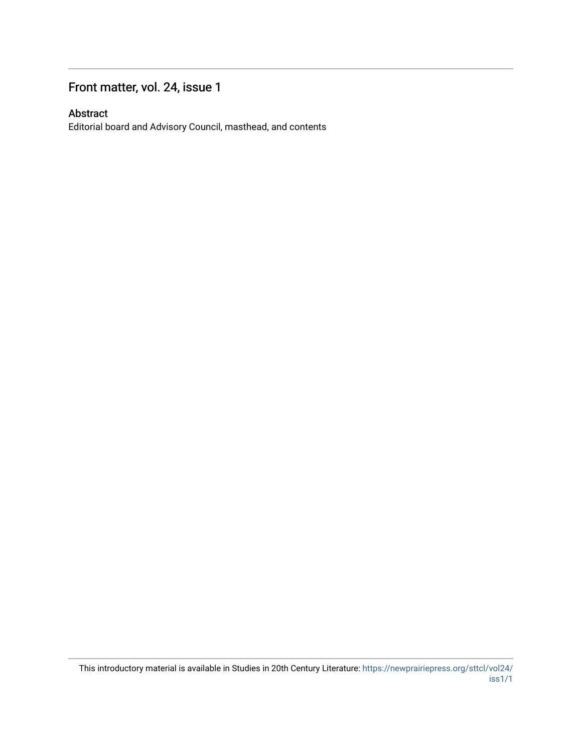# Front matter, vol. 24, issue 1

## Abstract

Editorial board and Advisory Council, masthead, and contents

This introductory material is available in Studies in 20th Century Literature: https://newprairiepress.org/sttcl/vol24/iss1/1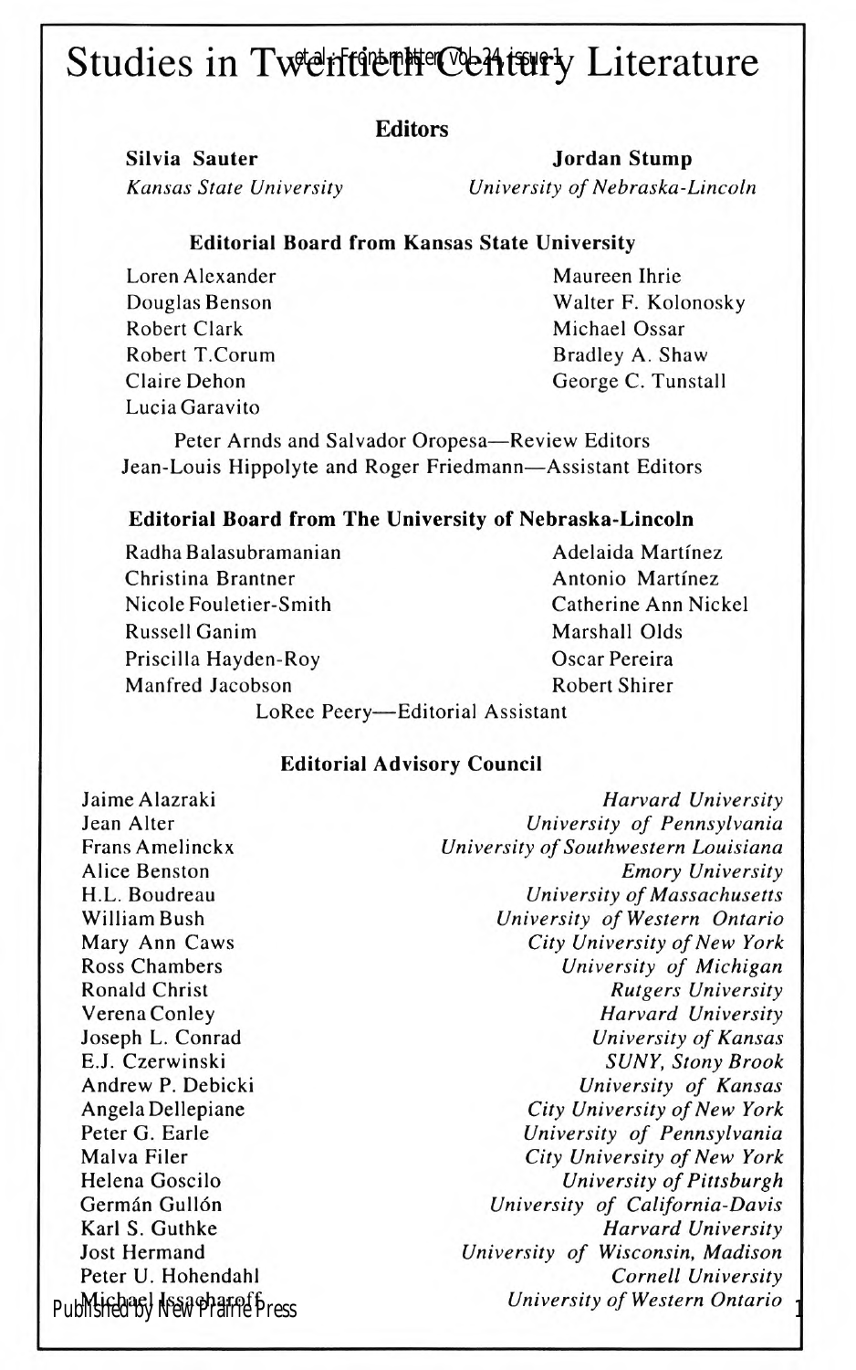# Studies in Twentieth-Century Literature

## Editors

**Silvia Sauter**
*Kansas State University*

**Jordan Stump**
*University of Nebraska-Lincoln*

### Editorial Board from Kansas State University

Loren Alexander
Douglas Benson
Robert Clark
Robert T. Corum
Claire Dehon
Lucia Garavito
Maureen Ihrie
Walter F. Kolonosky
Michael Ossar
Bradley A. Shaw
George C. Tunstall

Peter Arnds and Salvador Oropesa—Review Editors
Jean-Louis Hippolyte and Roger Friedmann—Assistant Editors

### Editorial Board from The University of Nebraska-Lincoln

Radha Balasubramanian
Christina Brantner
Nicole Fouletier-Smith
Russell Ganim
Priscilla Hayden-Roy
Manfred Jacobson
Adelaida Martínez
Antonio Martínez
Catherine Ann Nickel
Marshall Olds
Oscar Pereira
Robert Shirer

LoRee Peery—Editorial Assistant

### Editorial Advisory Council

| | |
|---|---|
| Jaime Alazraki | *Harvard University* |
| Jean Alter | *University of Pennsylvania* |
| Frans Amelinckx | *University of Southwestern Louisiana* |
| Alice Benston | *Emory University* |
| H.L. Boudreau | *University of Massachusetts* |
| William Bush | *University of Western Ontario* |
| Mary Ann Caws | *City University of New York* |
| Ross Chambers | *University of Michigan* |
| Ronald Christ | *Rutgers University* |
| Verena Conley | *Harvard University* |
| Joseph L. Conrad | *University of Kansas* |
| E.J. Czerwinski | *SUNY, Stony Brook* |
| Andrew P. Debicki | *University of Kansas* |
| Angela Dellepiane | *City University of New York* |
| Peter G. Earle | *University of Pennsylvania* |
| Malva Filer | *City University of New York* |
| Helena Goscilo | *University of Pittsburgh* |
| Germán Gullón | *University of California-Davis* |
| Karl S. Guthke | *Harvard University* |
| Jost Hermand | *University of Wisconsin, Madison* |
| Peter U. Hohendahl | *Cornell University* |
| Michael Issacharoff | *University of Western Ontario* |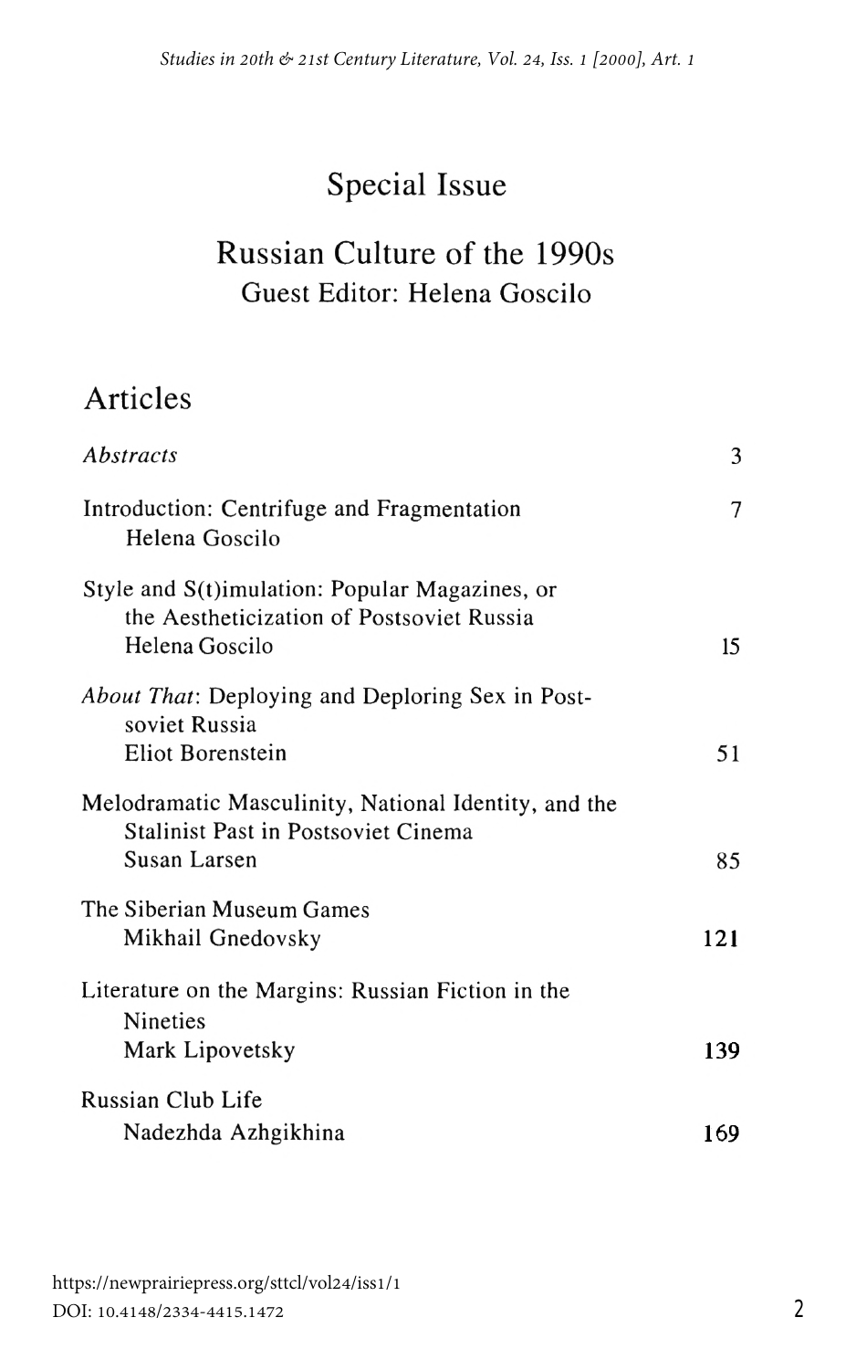# Special Issue

## Russian Culture of the 1990s

Guest Editor: Helena Goscilo

## Articles

| | |
|---|---|
| *Abstracts* | 3 |
| Introduction: Centrifuge and Fragmentation<br>Helena Goscilo | 7 |
| Style and S(t)imulation: Popular Magazines, or the Aestheticization of Postsoviet Russia<br>Helena Goscilo | 15 |
| *About That*: Deploying and Deploring Sex in Post-soviet Russia<br>Eliot Borenstein | 51 |
| Melodramatic Masculinity, National Identity, and the Stalinist Past in Postsoviet Cinema<br>Susan Larsen | 85 |
| The Siberian Museum Games<br>Mikhail Gnedovsky | 121 |
| Literature on the Margins: Russian Fiction in the Nineties<br>Mark Lipovetsky | 139 |
| Russian Club Life<br>Nadezhda Azhgikhina | 169 |